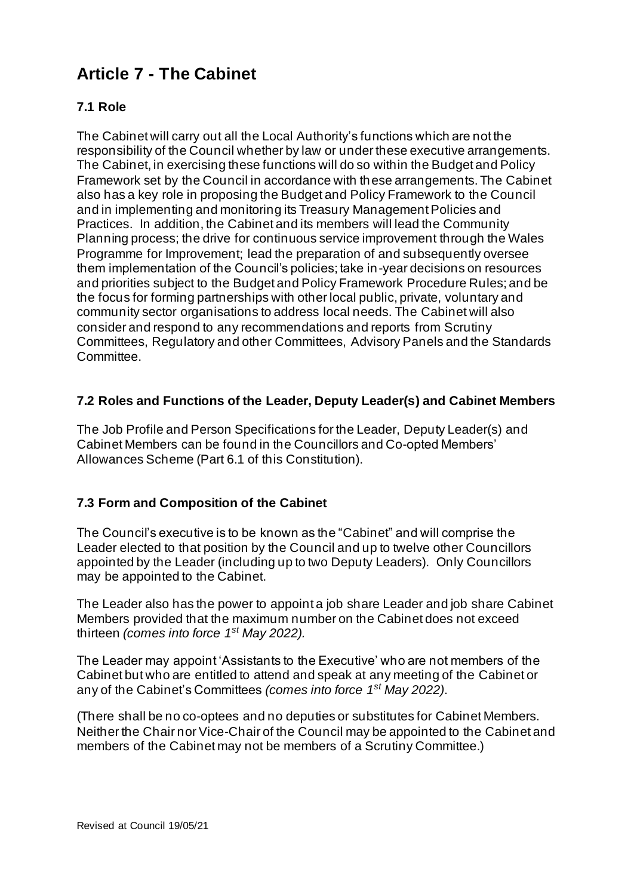# Article 7 - The Cabinet

### 7.1 Role

The Cabinet will carry out all the Local Authority's functions which are not the responsibility of the Council whether by law or under these executive arrangements. The Cabinet, in exercising these functions will do so within the Budget and Policy Framework set by the Council in accordance with these arrangements. The Cabinet also has a key role in proposing the Budget and Policy Framework to the Council and in implementing and monitoring its Treasury Management Policies and Practices. In addition, the Cabinet and its members will lead the Community Planning process; the drive for continuous service improvement through the Wales Programme for Improvement; lead the preparation of and subsequently oversee them implementation of the Council's policies; take in-year decisions on resources and priorities subject to the Budget and Policy Framework Procedure Rules; and be the focus for forming partnerships with other local public, private, voluntary and community sector organisations to address local needs. The Cabinet will also consider and respond to any recommendations and reports from Scrutiny Committees, Regulatory and other Committees, Advisory Panels and the Standards Committee.

### 7.2 Roles and Functions of the Leader, Deputy Leader(s) and Cabinet Members

The Job Profile and Person Specifications for the Leader, Deputy Leader(s) and Cabinet Members can be found in the Councillors and Co-opted Members' Allowances Scheme (Part 6.1 of this Constitution).

### 7.3 Form and Composition of the Cabinet

The Council's executive is to be known as the "Cabinet" and will comprise the Leader elected to that position by the Council and up to twelve other Councillors appointed by the Leader (including up to two Deputy Leaders). Only Councillors may be appointed to the Cabinet.

The Leader also has the power to appoint a job share Leader and job share Cabinet Members provided that the maximum number on the Cabinet does not exceed thirteen *(comes into force 1st May 2022).*

The Leader may appoint 'Assistants to the Executive' who are not members of the Cabinet but who are entitled to attend and speak at any meeting of the Cabinet or any of the Cabinet's Committees *(comes into force 1st May 2022)*.

(There shall be no co-optees and no deputies or substitutes for Cabinet Members. Neither the Chair nor Vice-Chair of the Council may be appointed to the Cabinet and members of the Cabinet may not be members of a Scrutiny Committee.)

Revised at Council 19/05/21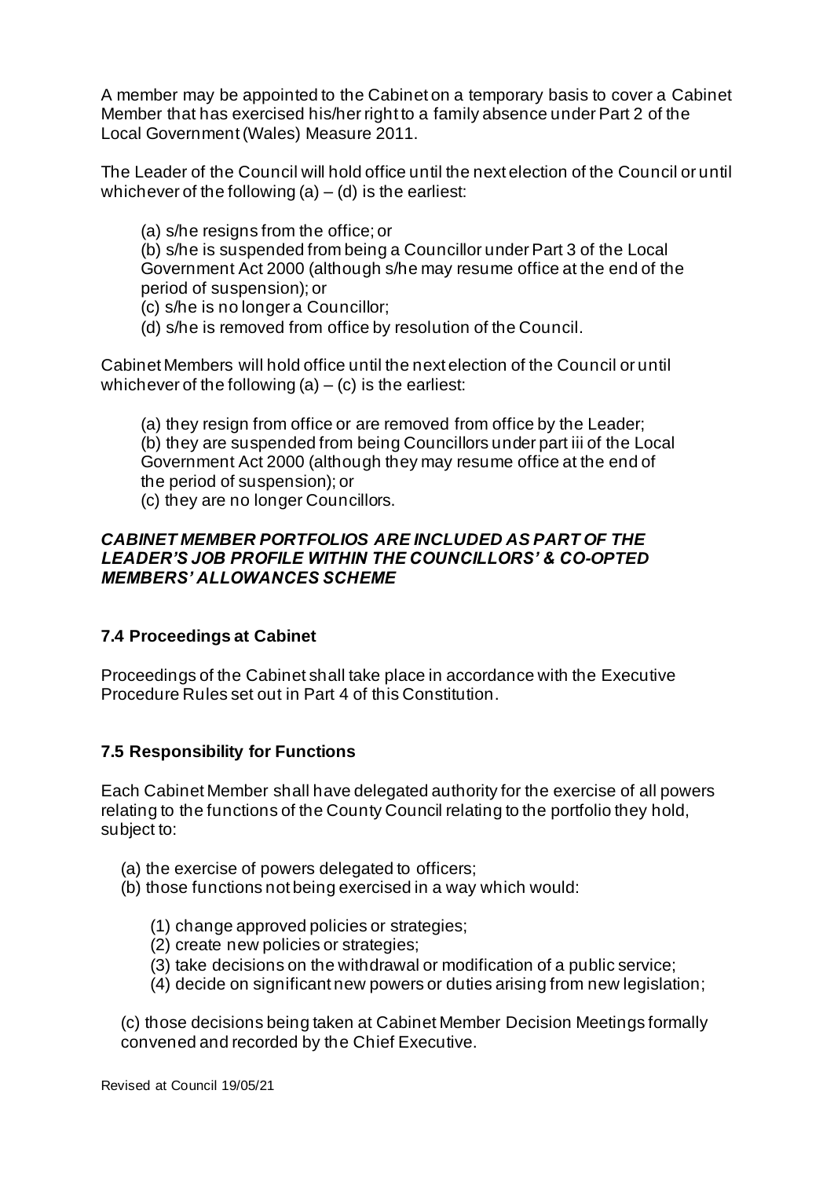A member may be appointed to the Cabinet on a temporary basis to cover a Cabinet Member that has exercised his/her right to a family absence under Part 2 of the Local Government (Wales) Measure 2011.

The Leader of the Council will hold office until the next election of the Council or until whichever of the following (a) – (d) is the earliest:

(a) s/he resigns from the office; or
(b) s/he is suspended from being a Councillor under Part 3 of the Local Government Act 2000 (although s/he may resume office at the end of the period of suspension); or
(c) s/he is no longer a Councillor;
(d) s/he is removed from office by resolution of the Council.

Cabinet Members will hold office until the next election of the Council or until whichever of the following (a) – (c) is the earliest:

(a) they resign from office or are removed from office by the Leader;
(b) they are suspended from being Councillors under part iii of the Local Government Act 2000 (although they may resume office at the end of the period of suspension); or
(c) they are no longer Councillors.

***CABINET MEMBER PORTFOLIOS ARE INCLUDED AS PART OF THE LEADER'S JOB PROFILE WITHIN THE COUNCILLORS' & CO-OPTED MEMBERS' ALLOWANCES SCHEME***

### 7.4 Proceedings at Cabinet

Proceedings of the Cabinet shall take place in accordance with the Executive Procedure Rules set out in Part 4 of this Constitution.

### 7.5 Responsibility for Functions

Each Cabinet Member shall have delegated authority for the exercise of all powers relating to the functions of the County Council relating to the portfolio they hold, subject to:

(a) the exercise of powers delegated to officers;
(b) those functions not being exercised in a way which would:

(1) change approved policies or strategies;
(2) create new policies or strategies;
(3) take decisions on the withdrawal or modification of a public service;
(4) decide on significant new powers or duties arising from new legislation;

(c) those decisions being taken at Cabinet Member Decision Meetings formally convened and recorded by the Chief Executive.

Revised at Council 19/05/21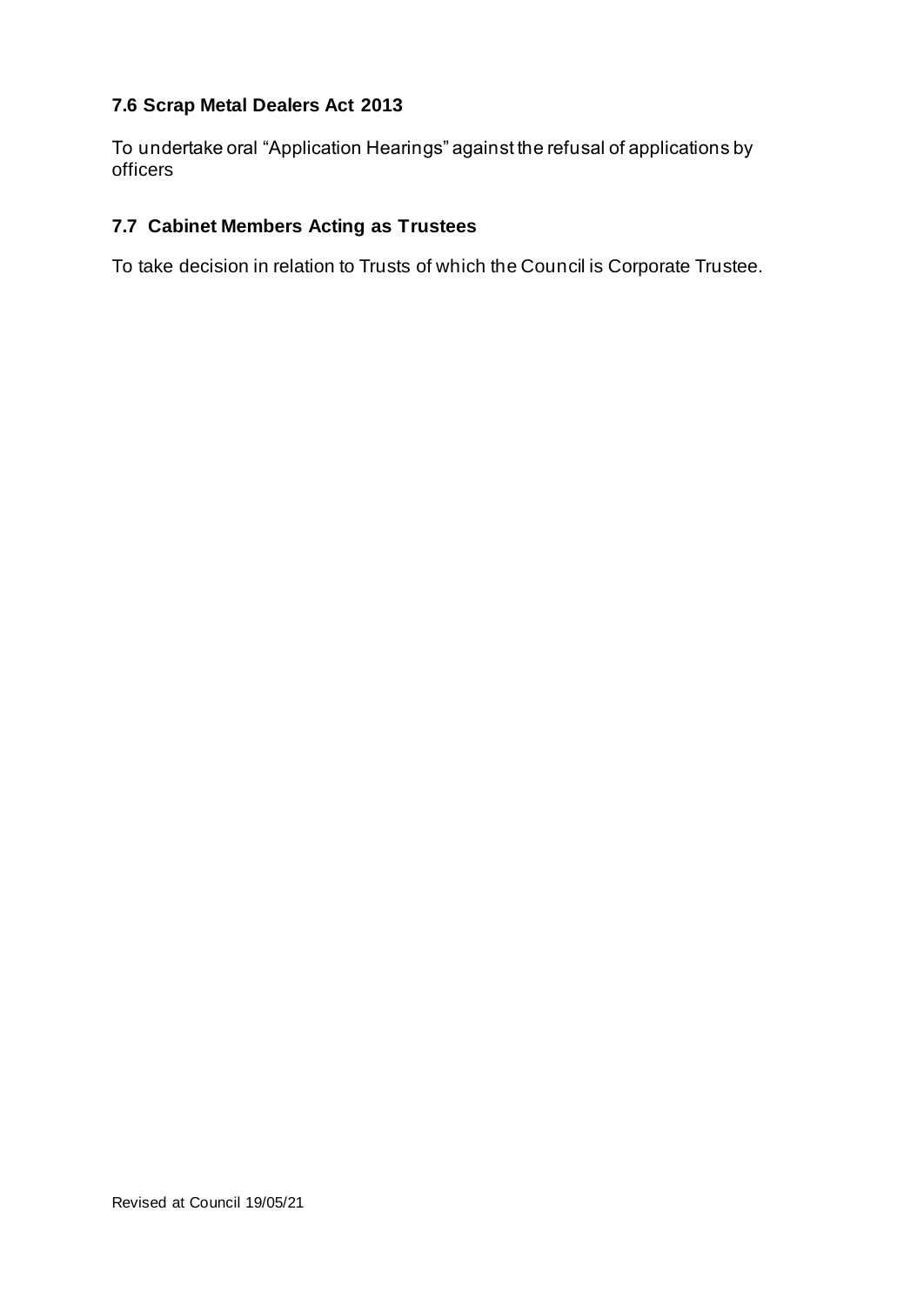### 7.6 Scrap Metal Dealers Act 2013

To undertake oral "Application Hearings" against the refusal of applications by officers

### 7.7 Cabinet Members Acting as Trustees

To take decision in relation to Trusts of which the Council is Corporate Trustee.

Revised at Council 19/05/21